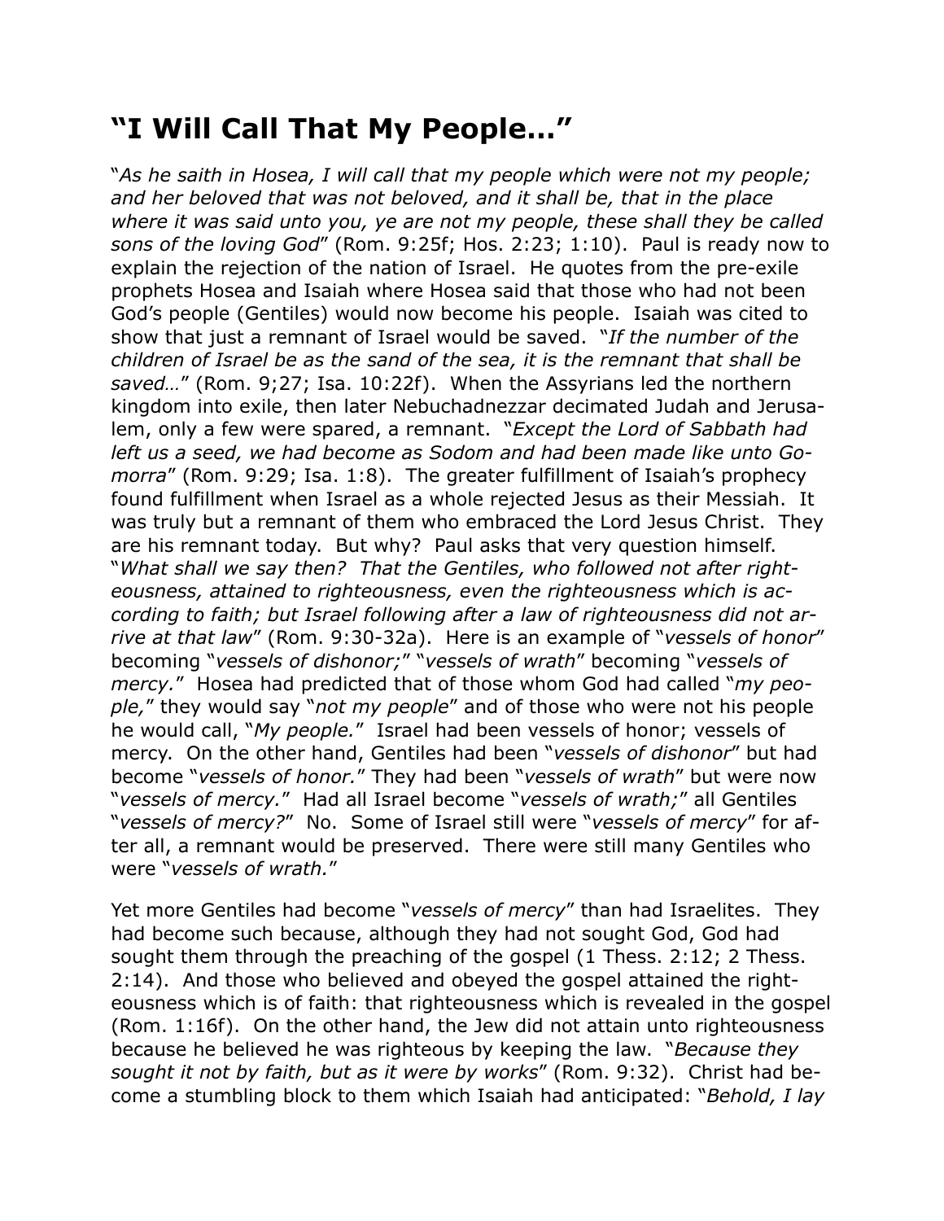## “I Will Call That My People…”

“*As he saith in Hosea, I will call that my people which were not my people; and her beloved that was not beloved, and it shall be, that in the place where it was said unto you, ye are not my people, these shall they be called sons of the loving God*” (Rom. 9:25f; Hos. 2:23; 1:10). Paul is ready now to explain the rejection of the nation of Israel. He quotes from the pre-exile prophets Hosea and Isaiah where Hosea said that those who had not been God’s people (Gentiles) would now become his people. Isaiah was cited to show that just a remnant of Israel would be saved. “*If the number of the children of Israel be as the sand of the sea, it is the remnant that shall be saved…*” (Rom. 9;27; Isa. 10:22f). When the Assyrians led the northern kingdom into exile, then later Nebuchadnezzar decimated Judah and Jerusalem, only a few were spared, a remnant. “*Except the Lord of Sabbath had left us a seed, we had become as Sodom and had been made like unto Gomorra*” (Rom. 9:29; Isa. 1:8). The greater fulfillment of Isaiah’s prophecy found fulfillment when Israel as a whole rejected Jesus as their Messiah. It was truly but a remnant of them who embraced the Lord Jesus Christ. They are his remnant today. But why? Paul asks that very question himself. “*What shall we say then? That the Gentiles, who followed not after righteousness, attained to righteousness, even the righteousness which is according to faith; but Israel following after a law of righteousness did not arrive at that law*” (Rom. 9:30-32a). Here is an example of “*vessels of honor*” becoming “*vessels of dishonor;*” “*vessels of wrath*” becoming “*vessels of mercy.*” Hosea had predicted that of those whom God had called “*my people,*” they would say “*not my people*” and of those who were not his people he would call, “*My people.*” Israel had been vessels of honor; vessels of mercy. On the other hand, Gentiles had been “*vessels of dishonor*” but had become “*vessels of honor.*” They had been “*vessels of wrath*” but were now “*vessels of mercy.*” Had all Israel become “*vessels of wrath;*” all Gentiles “*vessels of mercy?*” No. Some of Israel still were “*vessels of mercy*” for after all, a remnant would be preserved. There were still many Gentiles who were “*vessels of wrath.*”

Yet more Gentiles had become “*vessels of mercy*” than had Israelites. They had become such because, although they had not sought God, God had sought them through the preaching of the gospel (1 Thess. 2:12; 2 Thess. 2:14). And those who believed and obeyed the gospel attained the righteousness which is of faith: that righteousness which is revealed in the gospel (Rom. 1:16f). On the other hand, the Jew did not attain unto righteousness because he believed he was righteous by keeping the law. “*Because they sought it not by faith, but as it were by works*” (Rom. 9:32). Christ had become a stumbling block to them which Isaiah had anticipated: “*Behold, I lay*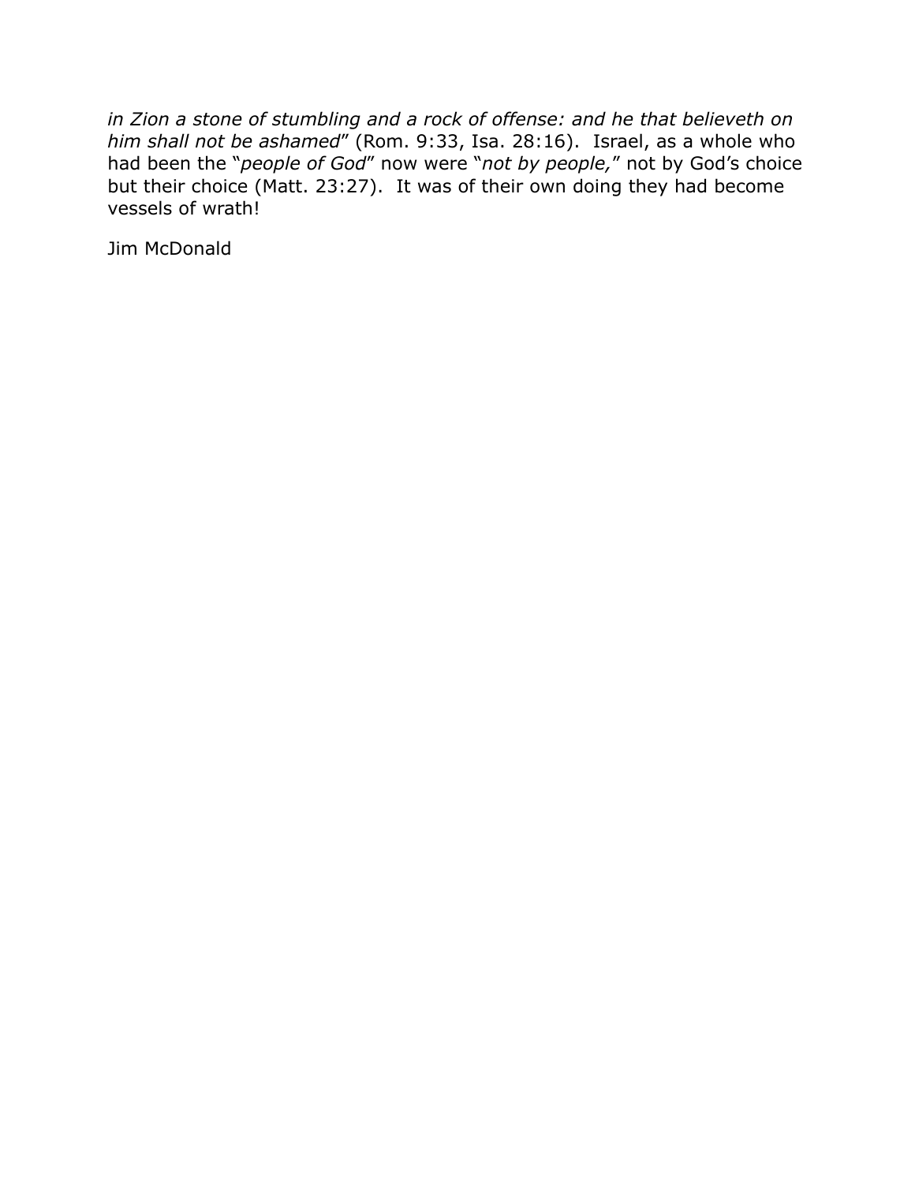*in Zion a stone of stumbling and a rock of offense: and he that believeth on him shall not be ashamed*" (Rom. 9:33, Isa. 28:16). Israel, as a whole who had been the "*people of God*" now were "*not by people,*" not by God's choice but their choice (Matt. 23:27). It was of their own doing they had become vessels of wrath!

Jim McDonald